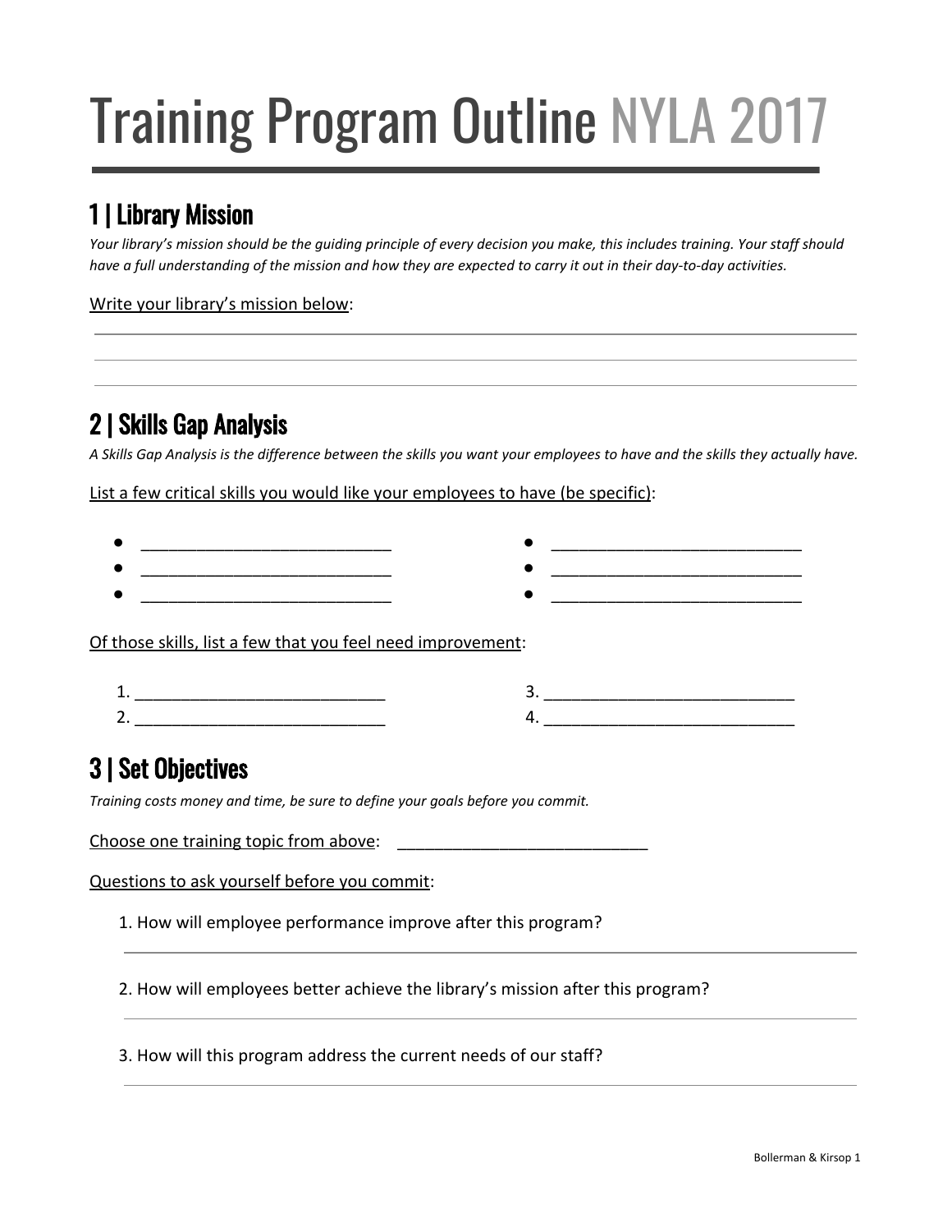# Training Program Outline NYLA 2017

## 1 | Library Mission

*Your library's mission should be the guiding principle of every decision you make, this includes training. Your staff should have a full understanding of the mission and how they are expected to carry it out in their day-to-day activities.*

Write your library's mission below:

______________________________________________

______________________________________________

______________________________________________

## 2 | Skills Gap Analysis

*A Skills Gap Analysis is the difference between the skills you want your employees to have and the skills they actually have.*

List a few critical skills you would like your employees to have (be specific):

- ___________________________
- ___________________________
- ___________________________
- ___________________________
- ___________________________
- ___________________________

Of those skills, list a few that you feel need improvement:

1. ___________________________
2. ___________________________
3. ___________________________
4. ___________________________

## 3 | Set Objectives

*Training costs money and time, be sure to define your goals before you commit.*

Choose one training topic from above: ___________________________

Questions to ask yourself before you commit:

1. How will employee performance improve after this program?

______________________________________________

2. How will employees better achieve the library's mission after this program?

______________________________________________

3. How will this program address the current needs of our staff?

______________________________________________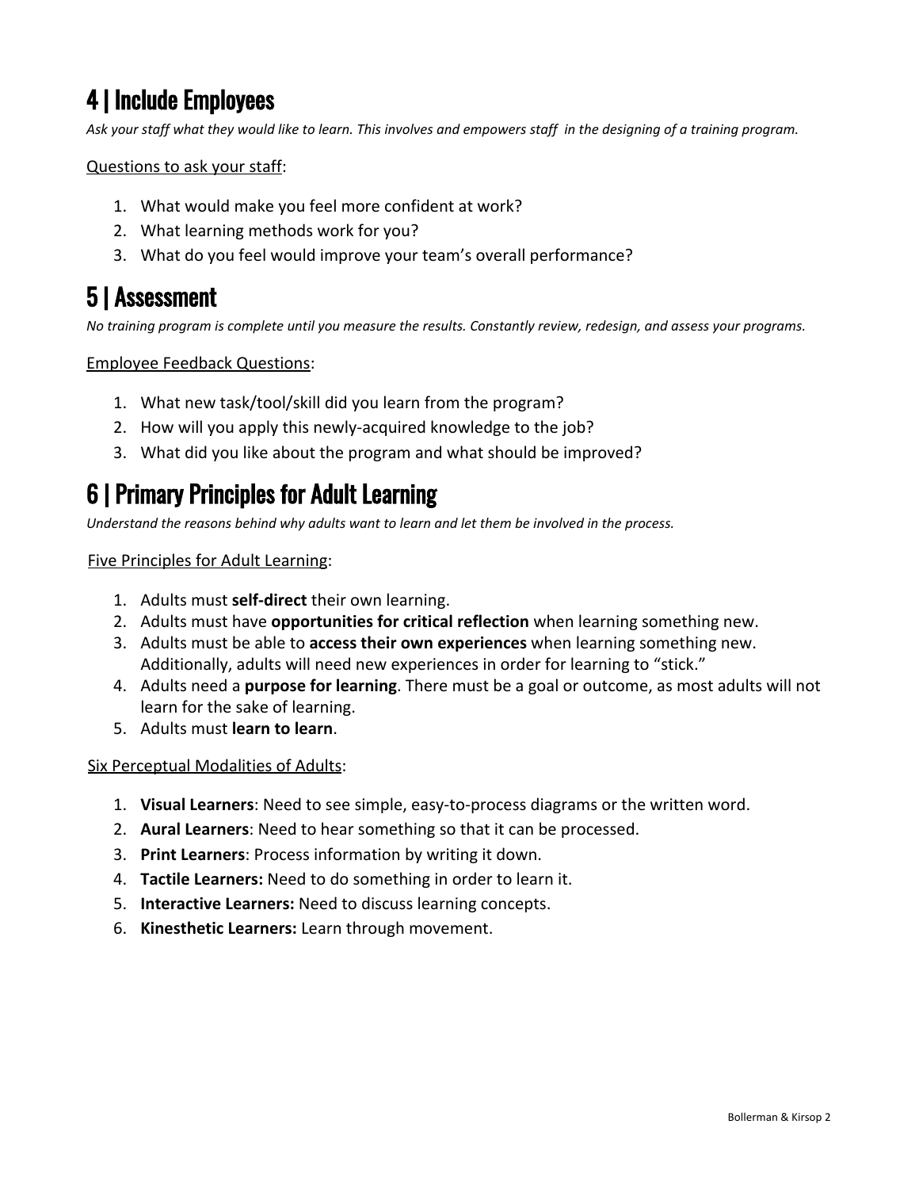## 4 | Include Employees

*Ask your staff what they would like to learn. This involves and empowers staff in the designing of a training program.*

<u>Questions to ask your staff</u>:

1. What would make you feel more confident at work?
2. What learning methods work for you?
3. What do you feel would improve your team's overall performance?

## 5 | Assessment

*No training program is complete until you measure the results. Constantly review, redesign, and assess your programs.*

<u>Employee Feedback Questions</u>:

1. What new task/tool/skill did you learn from the program?
2. How will you apply this newly-acquired knowledge to the job?
3. What did you like about the program and what should be improved?

## 6 | Primary Principles for Adult Learning

*Understand the reasons behind why adults want to learn and let them be involved in the process.*

<u>Five Principles for Adult Learning</u>:

1. Adults must **self-direct** their own learning.
2. Adults must have **opportunities for critical reflection** when learning something new.
3. Adults must be able to **access their own experiences** when learning something new. Additionally, adults will need new experiences in order for learning to "stick."
4. Adults need a **purpose for learning**. There must be a goal or outcome, as most adults will not learn for the sake of learning.
5. Adults must **learn to learn**.

<u>Six Perceptual Modalities of Adults</u>:

1. **Visual Learners**: Need to see simple, easy-to-process diagrams or the written word.
2. **Aural Learners**: Need to hear something so that it can be processed.
3. **Print Learners**: Process information by writing it down.
4. **Tactile Learners:** Need to do something in order to learn it.
5. **Interactive Learners:** Need to discuss learning concepts.
6. **Kinesthetic Learners:** Learn through movement.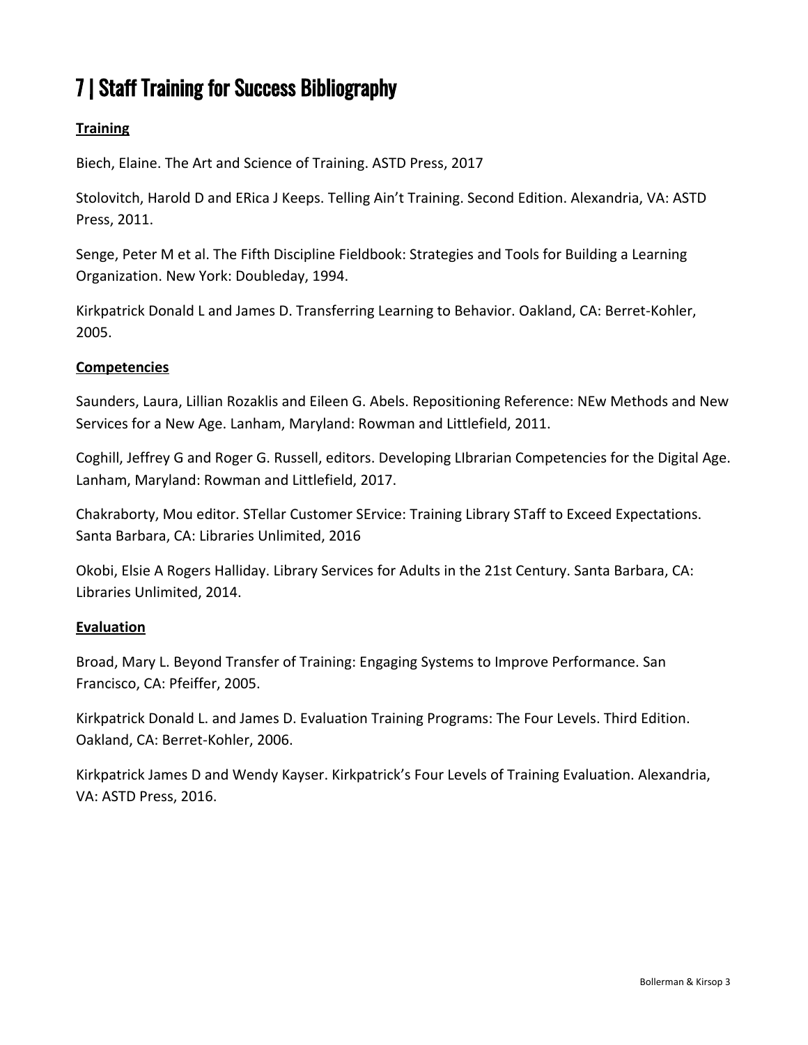# 7 | Staff Training for Success Bibliography

**Training**

Biech, Elaine. The Art and Science of Training. ASTD Press, 2017

Stolovitch, Harold D and ERica J Keeps. Telling Ain't Training. Second Edition. Alexandria, VA: ASTD Press, 2011.

Senge, Peter M et al. The Fifth Discipline Fieldbook: Strategies and Tools for Building a Learning Organization. New York: Doubleday, 1994.

Kirkpatrick Donald L and James D. Transferring Learning to Behavior. Oakland, CA: Berret-Kohler, 2005.

**Competencies**

Saunders, Laura, Lillian Rozaklis and Eileen G. Abels. Repositioning Reference: NEw Methods and New Services for a New Age. Lanham, Maryland: Rowman and Littlefield, 2011.

Coghill, Jeffrey G and Roger G. Russell, editors. Developing LIbrarian Competencies for the Digital Age. Lanham, Maryland: Rowman and Littlefield, 2017.

Chakraborty, Mou editor. STellar Customer SErvice: Training Library STaff to Exceed Expectations. Santa Barbara, CA: Libraries Unlimited, 2016

Okobi, Elsie A Rogers Halliday. Library Services for Adults in the 21st Century. Santa Barbara, CA: Libraries Unlimited, 2014.

**Evaluation**

Broad, Mary L. Beyond Transfer of Training: Engaging Systems to Improve Performance. San Francisco, CA: Pfeiffer, 2005.

Kirkpatrick Donald L. and James D. Evaluation Training Programs: The Four Levels. Third Edition. Oakland, CA: Berret-Kohler, 2006.

Kirkpatrick James D and Wendy Kayser. Kirkpatrick's Four Levels of Training Evaluation. Alexandria, VA: ASTD Press, 2016.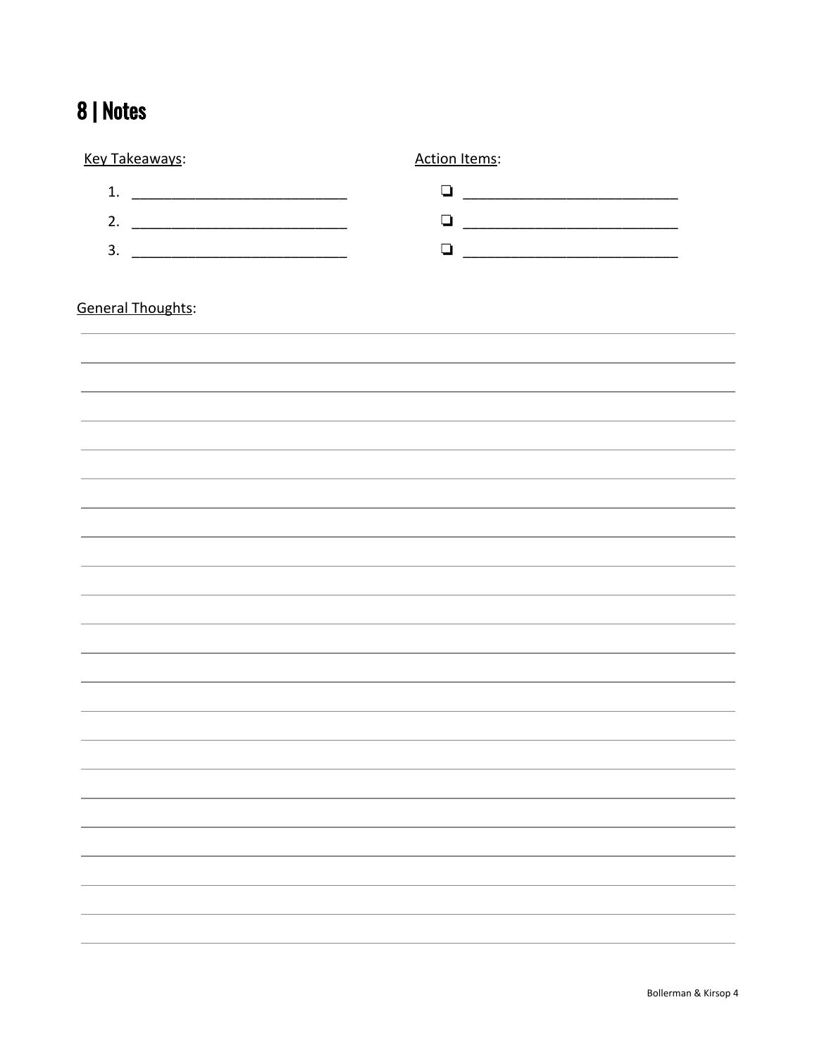# 8 | Notes

Key Takeaways:

1. ____________________________
2. ____________________________
3. ____________________________

Action Items:

- ❏ ____________________________
- ❏ ____________________________
- ❏ ____________________________

General Thoughts: